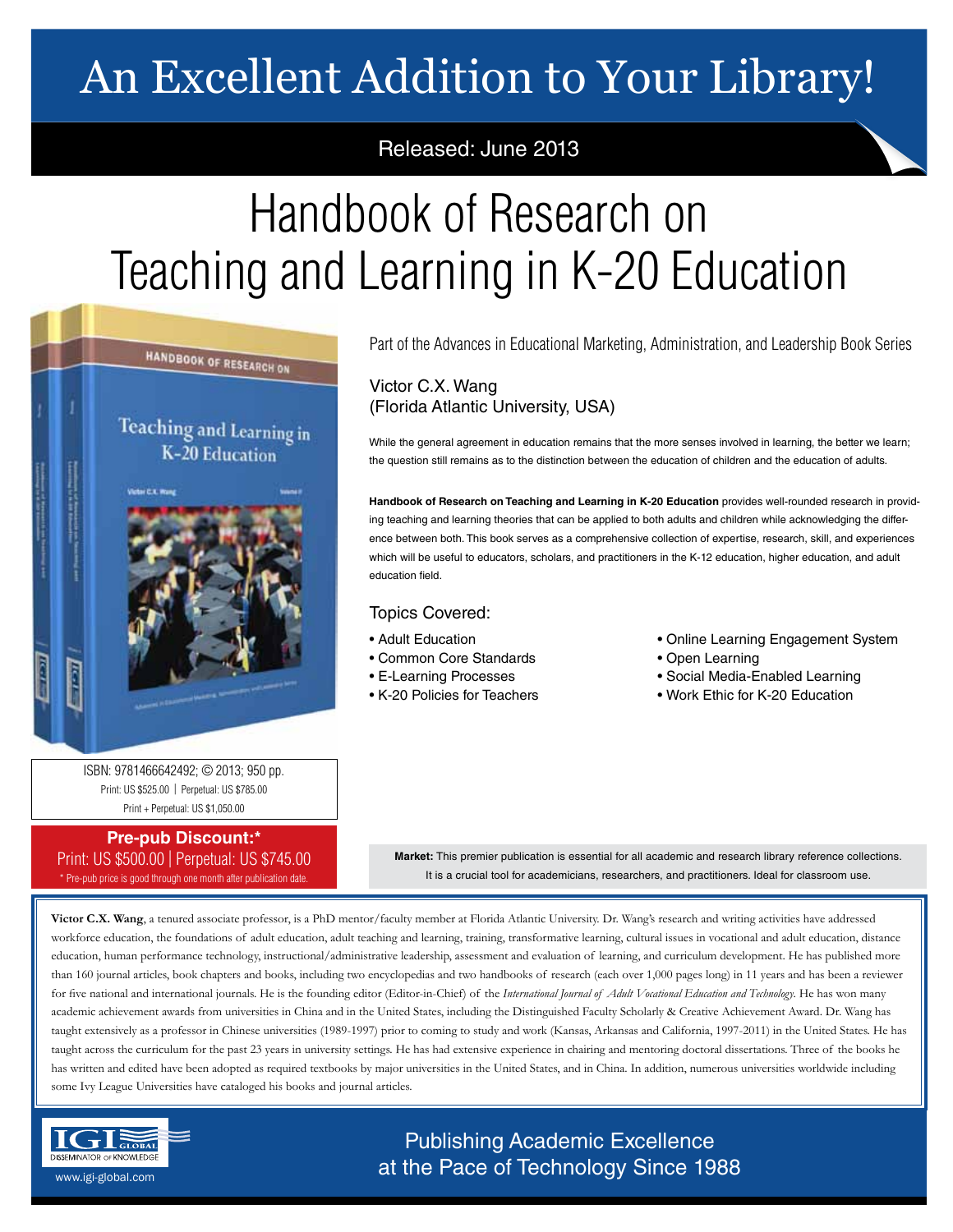# An Excellent Addition to Your Library!

Released: June 2013

# Handbook of Research on Teaching and Learning in K-20 Education

Part of the Advances in Educational Marketing, Administration, and Leadership Book Series

Victor C.X. Wang
(Florida Atlantic University, USA)

While the general agreement in education remains that the more senses involved in learning, the better we learn; the question still remains as to the distinction between the education of children and the education of adults.

**Handbook of Research on Teaching and Learning in K-20 Education** provides well-rounded research in providing teaching and learning theories that can be applied to both adults and children while acknowledging the difference between both. This book serves as a comprehensive collection of expertise, research, skill, and experiences which will be useful to educators, scholars, and practitioners in the K-12 education, higher education, and adult education field.

## Topics Covered:

- Adult Education
- Common Core Standards
- E-Learning Processes
- K-20 Policies for Teachers
- Online Learning Engagement System
- Open Learning
- Social Media-Enabled Learning
- Work Ethic for K-20 Education

ISBN: 9781466642492; © 2013; 950 pp.
Print: US $525.00 | Perpetual: US $785.00
Print + Perpetual: US $1,050.00

**Pre-pub Discount:***
Print: US $500.00 | Perpetual: US $745.00
* Pre-pub price is good through one month after publication date.

**Market:** This premier publication is essential for all academic and research library reference collections. It is a crucial tool for academicians, researchers, and practitioners. Ideal for classroom use.

**Victor C.X. Wang**, a tenured associate professor, is a PhD mentor/faculty member at Florida Atlantic University. Dr. Wang's research and writing activities have addressed workforce education, the foundations of adult education, adult teaching and learning, training, transformative learning, cultural issues in vocational and adult education, distance education, human performance technology, instructional/administrative leadership, assessment and evaluation of learning, and curriculum development. He has published more than 160 journal articles, book chapters and books, including two encyclopedias and two handbooks of research (each over 1,000 pages long) in 11 years and has been a reviewer for five national and international journals. He is the founding editor (Editor-in-Chief) of the *International Journal of Adult Vocational Education and Technology*. He has won many academic achievement awards from universities in China and in the United States, including the Distinguished Faculty Scholarly & Creative Achievement Award. Dr. Wang has taught extensively as a professor in Chinese universities (1989-1997) prior to coming to study and work (Kansas, Arkansas and California, 1997-2011) in the United States. He has taught across the curriculum for the past 23 years in university settings. He has had extensive experience in chairing and mentoring doctoral dissertations. Three of the books he has written and edited have been adopted as required textbooks by major universities in the United States, and in China. In addition, numerous universities worldwide including some Ivy League Universities have cataloged his books and journal articles.

IGI GLOBAL
DISSEMINATOR OF KNOWLEDGE
www.igi-global.com

Publishing Academic Excellence at the Pace of Technology Since 1988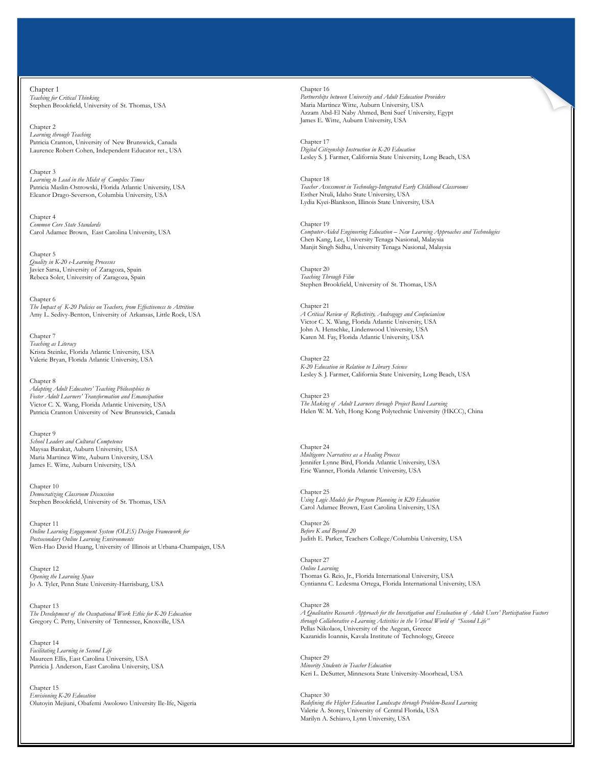Chapter 1
*Teaching for Critical Thinking*
Stephen Brookfield, University of St. Thomas, USA

Chapter 2
*Learning through Teaching*
Patricia Cranton, University of New Brunswick, Canada
Laurence Robert Cohen, Independent Educator ret., USA

Chapter 3
*Learning to Lead in the Midst of Complex Times*
Patricia Maslin-Ostrowski, Florida Atlantic University, USA
Eleanor Drago-Severson, Columbia University, USA

Chapter 4
*Common Core State Standards*
Carol Adamec Brown, East Carolina University, USA

Chapter 5
*Quality in K-20 e-Learning Processes*
Javier Sarsa, University of Zaragoza, Spain
Rebeca Soler, University of Zaragoza, Spain

Chapter 6
*The Impact of K-20 Policies on Teachers, from Effectiveness to Attrition*
Amy L. Sedivy-Benton, University of Arkansas, Little Rock, USA

Chapter 7
*Teaching as Literacy*
Krista Steinke, Florida Atlantic University, USA
Valerie Bryan, Florida Atlantic University, USA

Chapter 8
*Adapting Adult Educators' Teaching Philosophies to Foster Adult Learners' Transformation and Emancipation*
Victor C. X. Wang, Florida Atlantic University, USA
Patricia Cranton University of New Brunswick, Canada

Chapter 9
*School Leaders and Cultural Competence*
Maysaa Barakat, Auburn University, USA
Maria Martinez Witte, Auburn University, USA
James E. Witte, Auburn University, USA

Chapter 10
*Democratizing Classroom Discussion*
Stephen Brookfield, University of St. Thomas, USA

Chapter 11
*Online Learning Engagement System (OLES) Design Framework for Postsecondary Online Learning Environments*
Wen-Hao David Huang, University of Illinois at Urbana-Champaign, USA

Chapter 12
*Opening the Learning Space*
Jo A. Tyler, Penn State University-Harrisburg, USA

Chapter 13
*The Development of the Occupational Work Ethic for K-20 Education*
Gregory C. Petty, University of Tennessee, Knoxville, USA

Chapter 14
*Facilitating Learning in Second Life*
Maureen Ellis, East Carolina University, USA
Patricia J. Anderson, East Carolina University, USA

Chapter 15
*Envisioning K-20 Education*
Olutoyin Mejiuni, Obafemi Awolowo University Ile-Ife, Nigeria

Chapter 16
*Partnerships between University and Adult Education Providers*
Maria Martinez Witte, Auburn University, USA
Azzam Abd-El Naby Ahmed, Beni Suef University, Egypt
James E. Witte, Auburn University, USA

Chapter 17
*Digital Citizenship Instruction in K-20 Education*
Lesley S. J. Farmer, California State University, Long Beach, USA

Chapter 18
*Teacher Assessment in Technology-Integrated Early Childhood Classrooms*
Esther Ntuli, Idaho State University, USA
Lydia Kyei-Blankson, Illinois State University, USA

Chapter 19
*Computer-Aided Engineering Education – New Learning Approaches and Technologies*
Chen Kang, Lee, University Tenaga Nasional, Malaysia
Manjit Singh Sidhu, University Tenaga Nasional, Malaysia

Chapter 20
*Teaching Through Film*
Stephen Brookfield, University of St. Thomas, USA

Chapter 21
*A Critical Review of Reflectivity, Andragogy and Confucianism*
Victor C. X. Wang, Florida Atlantic University, USA
John A. Henschke, Lindenwood University, USA
Karen M. Fay, Florida Atlantic University, USA

Chapter 22
*K-20 Education in Relation to Library Science*
Lesley S. J. Farmer, California State University, Long Beach, USA

Chapter 23
*The Making of Adult Learners through Project Based Learning*
Helen W. M. Yeh, Hong Kong Polytechnic University (HKCC), China

Chapter 24
*Multigenre Narratives as a Healing Process*
Jennifer Lynne Bird, Florida Atlantic University, USA
Eric Wanner, Florida Atlantic University, USA

Chapter 25
*Using Logic Models for Program Planning in K20 Education*
Carol Adamec Brown, East Carolina University, USA

Chapter 26
*Before K and Beyond 20*
Judith E. Parker, Teachers College/Columbia University, USA

Chapter 27
*Online Learning*
Thomas G. Reio, Jr., Florida International University, USA
Cyntianna C. Ledesma Ortega, Florida International University, USA

Chapter 28
*A Qualitative Research Approach for the Investigation and Evaluation of Adult Users' Participation Factors through Collaborative e-Learning Activities in the Virtual World of "Second Life"*
Pellas Nikolaos, University of the Aegean, Greece
Kazanidis Ioannis, Kavala Institute of Technology, Greece

Chapter 29
*Minority Students in Teacher Education*
Keri L. DeSutter, Minnesota State University-Moorhead, USA

Chapter 30
*Redefining the Higher Education Landscape through Problem-Based Learning*
Valerie A. Storey, University of Central Florida, USA
Marilyn A. Schiavo, Lynn University, USA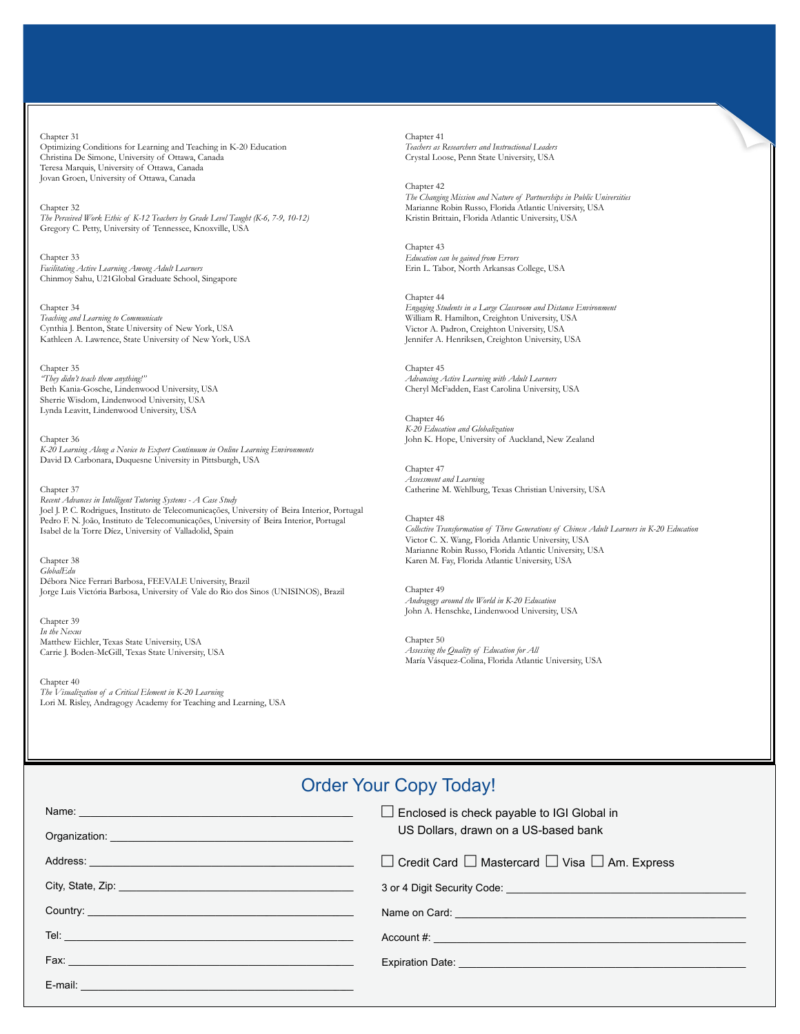Chapter 31
Optimizing Conditions for Learning and Teaching in K-20 Education
Christina De Simone, University of Ottawa, Canada
Teresa Marquis, University of Ottawa, Canada
Jovan Groen, University of Ottawa, Canada

Chapter 32
*The Perceived Work Ethic of K-12 Teachers by Grade Level Taught (K-6, 7-9, 10-12)*
Gregory C. Petty, University of Tennessee, Knoxville, USA

Chapter 33
*Facilitating Active Learning Among Adult Learners*
Chinmoy Sahu, U21Global Graduate School, Singapore

Chapter 34
*Teaching and Learning to Communicate*
Cynthia J. Benton, State University of New York, USA
Kathleen A. Lawrence, State University of New York, USA

Chapter 35
*"They didn't teach them anything!"*
Beth Kania-Gosche, Lindenwood University, USA
Sherrie Wisdom, Lindenwood University, USA
Lynda Leavitt, Lindenwood University, USA

Chapter 36
*K-20 Learning Along a Novice to Expert Continuum in Online Learning Environments*
David D. Carbonara, Duquesne University in Pittsburgh, USA

Chapter 37
*Recent Advances in Intelligent Tutoring Systems - A Case Study*
Joel J. P. C. Rodrigues, Instituto de Telecomunicações, University of Beira Interior, Portugal
Pedro F. N. João, Instituto de Telecomunicações, University of Beira Interior, Portugal
Isabel de la Torre Díez, University of Valladolid, Spain

Chapter 38
*GlobalEdu*
Débora Nice Ferrari Barbosa, FEEVALE University, Brazil
Jorge Luis Victória Barbosa, University of Vale do Rio dos Sinos (UNISINOS), Brazil

Chapter 39
*In the Nexus*
Matthew Eichler, Texas State University, USA
Carrie J. Boden-McGill, Texas State University, USA

Chapter 40
*The Visualization of a Critical Element in K-20 Learning*
Lori M. Risley, Andragogy Academy for Teaching and Learning, USA

Chapter 41
*Teachers as Researchers and Instructional Leaders*
Crystal Loose, Penn State University, USA

Chapter 42
*The Changing Mission and Nature of Partnerships in Public Universities*
Marianne Robin Russo, Florida Atlantic University, USA
Kristin Brittain, Florida Atlantic University, USA

Chapter 43
*Education can be gained from Errors*
Erin L. Tabor, North Arkansas College, USA

Chapter 44
*Engaging Students in a Large Classroom and Distance Environment*
William R. Hamilton, Creighton University, USA
Victor A. Padron, Creighton University, USA
Jennifer A. Henriksen, Creighton University, USA

Chapter 45
*Advancing Active Learning with Adult Learners*
Cheryl McFadden, East Carolina University, USA

Chapter 46
*K-20 Education and Globalization*
John K. Hope, University of Auckland, New Zealand

Chapter 47
*Assessment and Learning*
Catherine M. Wehlburg, Texas Christian University, USA

Chapter 48
*Collective Transformation of Three Generations of Chinese Adult Learners in K-20 Education*
Victor C. X. Wang, Florida Atlantic University, USA
Marianne Robin Russo, Florida Atlantic University, USA
Karen M. Fay, Florida Atlantic University, USA

Chapter 49
*Andragogy around the World in K-20 Education*
John A. Henschke, Lindenwood University, USA

Chapter 50
*Assessing the Quality of Education for All*
María Vásquez-Colina, Florida Atlantic University, USA

## Order Your Copy Today!

Name: ______________________________

Organization: ______________________________

Address: ______________________________

City, State, Zip: ______________________________

Country: ______________________________

Tel: ______________________________

Fax: ______________________________

E-mail: ______________________________

☐ Enclosed is check payable to IGI Global in US Dollars, drawn on a US-based bank

☐ Credit Card ☐ Mastercard ☐ Visa ☐ Am. Express

3 or 4 Digit Security Code: ______________________________

Name on Card: ______________________________

Account #: ______________________________

Expiration Date: ______________________________